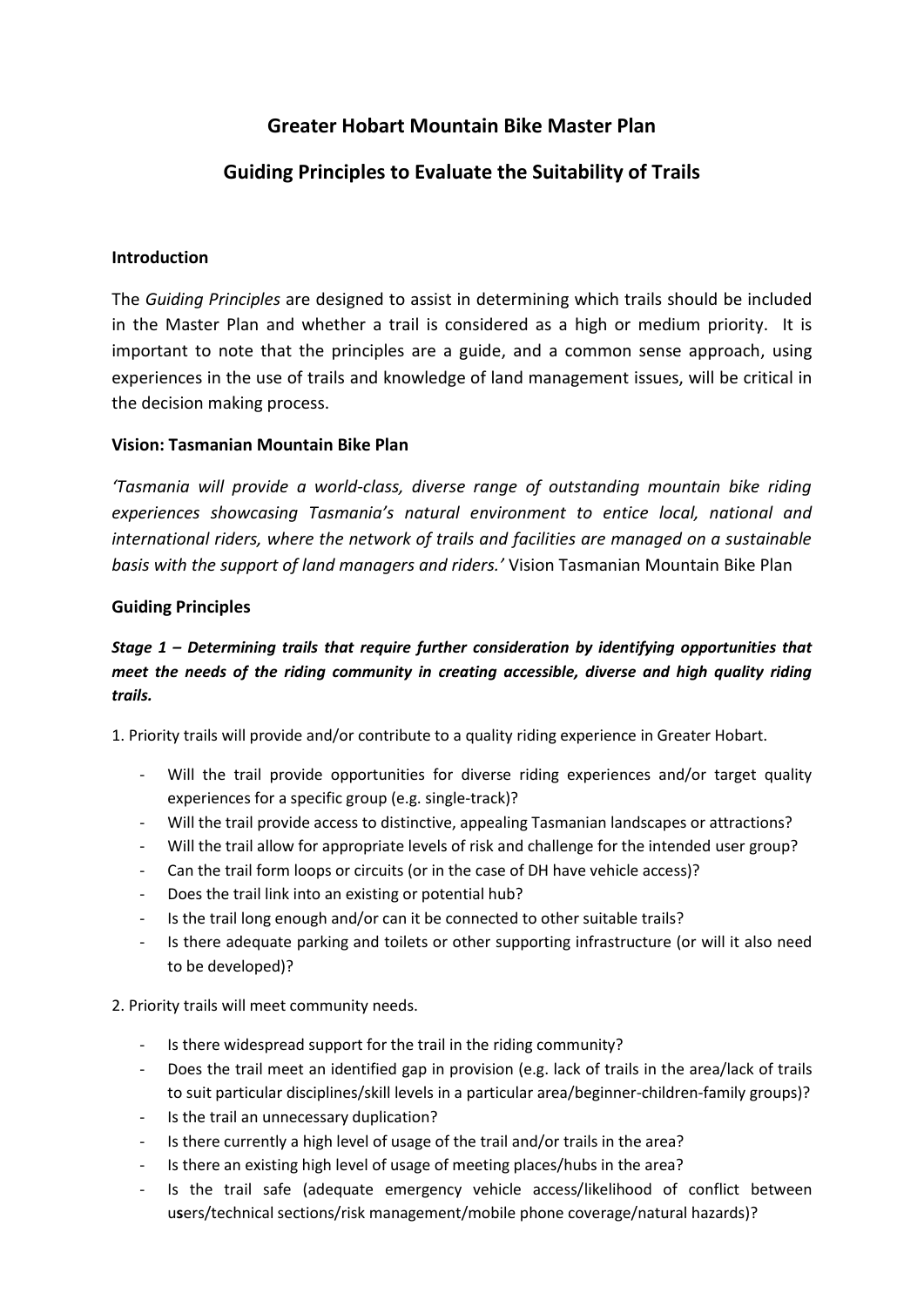# Greater Hobart Mountain Bike Master Plan

## Guiding Principles to Evaluate the Suitability of Trails

### Introduction

The *Guiding Principles* are designed to assist in determining which trails should be included in the Master Plan and whether a trail is considered as a high or medium priority. It is important to note that the principles are a guide, and a common sense approach, using experiences in the use of trails and knowledge of land management issues, will be critical in the decision making process.

### Vision: Tasmanian Mountain Bike Plan

*'Tasmania will provide a world-class, diverse range of outstanding mountain bike riding experiences showcasing Tasmania's natural environment to entice local, national and international riders, where the network of trails and facilities are managed on a sustainable basis with the support of land managers and riders.'* Vision Tasmanian Mountain Bike Plan

### Guiding Principles

***Stage 1 – Determining trails that require further consideration by identifying opportunities that meet the needs of the riding community in creating accessible, diverse and high quality riding trails.***

1. Priority trails will provide and/or contribute to a quality riding experience in Greater Hobart.

- Will the trail provide opportunities for diverse riding experiences and/or target quality experiences for a specific group (e.g. single-track)?
- Will the trail provide access to distinctive, appealing Tasmanian landscapes or attractions?
- Will the trail allow for appropriate levels of risk and challenge for the intended user group?
- Can the trail form loops or circuits (or in the case of DH have vehicle access)?
- Does the trail link into an existing or potential hub?
- Is the trail long enough and/or can it be connected to other suitable trails?
- Is there adequate parking and toilets or other supporting infrastructure (or will it also need to be developed)?

2. Priority trails will meet community needs.

- Is there widespread support for the trail in the riding community?
- Does the trail meet an identified gap in provision (e.g. lack of trails in the area/lack of trails to suit particular disciplines/skill levels in a particular area/beginner-children-family groups)?
- Is the trail an unnecessary duplication?
- Is there currently a high level of usage of the trail and/or trails in the area?
- Is there an existing high level of usage of meeting places/hubs in the area?
- Is the trail safe (adequate emergency vehicle access/likelihood of conflict between users/technical sections/risk management/mobile phone coverage/natural hazards)?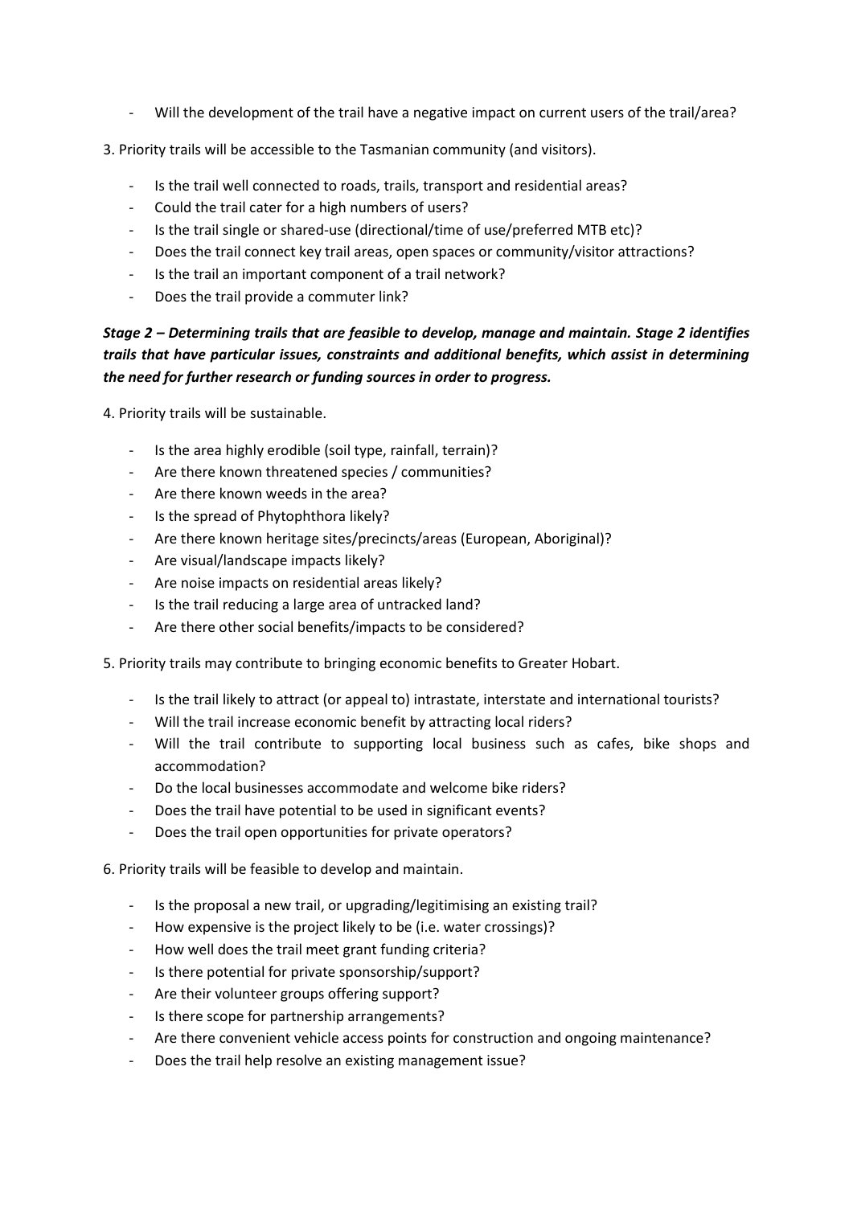- Will the development of the trail have a negative impact on current users of the trail/area?

3. Priority trails will be accessible to the Tasmanian community (and visitors).

  - Is the trail well connected to roads, trails, transport and residential areas?
  - Could the trail cater for a high numbers of users?
  - Is the trail single or shared-use (directional/time of use/preferred MTB etc)?
  - Does the trail connect key trail areas, open spaces or community/visitor attractions?
  - Is the trail an important component of a trail network?
  - Does the trail provide a commuter link?

***Stage 2 – Determining trails that are feasible to develop, manage and maintain. Stage 2 identifies trails that have particular issues, constraints and additional benefits, which assist in determining the need for further research or funding sources in order to progress.***

4. Priority trails will be sustainable.

  - Is the area highly erodible (soil type, rainfall, terrain)?
  - Are there known threatened species / communities?
  - Are there known weeds in the area?
  - Is the spread of Phytophthora likely?
  - Are there known heritage sites/precincts/areas (European, Aboriginal)?
  - Are visual/landscape impacts likely?
  - Are noise impacts on residential areas likely?
  - Is the trail reducing a large area of untracked land?
  - Are there other social benefits/impacts to be considered?

5. Priority trails may contribute to bringing economic benefits to Greater Hobart.

  - Is the trail likely to attract (or appeal to) intrastate, interstate and international tourists?
  - Will the trail increase economic benefit by attracting local riders?
  - Will the trail contribute to supporting local business such as cafes, bike shops and accommodation?
  - Do the local businesses accommodate and welcome bike riders?
  - Does the trail have potential to be used in significant events?
  - Does the trail open opportunities for private operators?

6. Priority trails will be feasible to develop and maintain.

  - Is the proposal a new trail, or upgrading/legitimising an existing trail?
  - How expensive is the project likely to be (i.e. water crossings)?
  - How well does the trail meet grant funding criteria?
  - Is there potential for private sponsorship/support?
  - Are their volunteer groups offering support?
  - Is there scope for partnership arrangements?
  - Are there convenient vehicle access points for construction and ongoing maintenance?
  - Does the trail help resolve an existing management issue?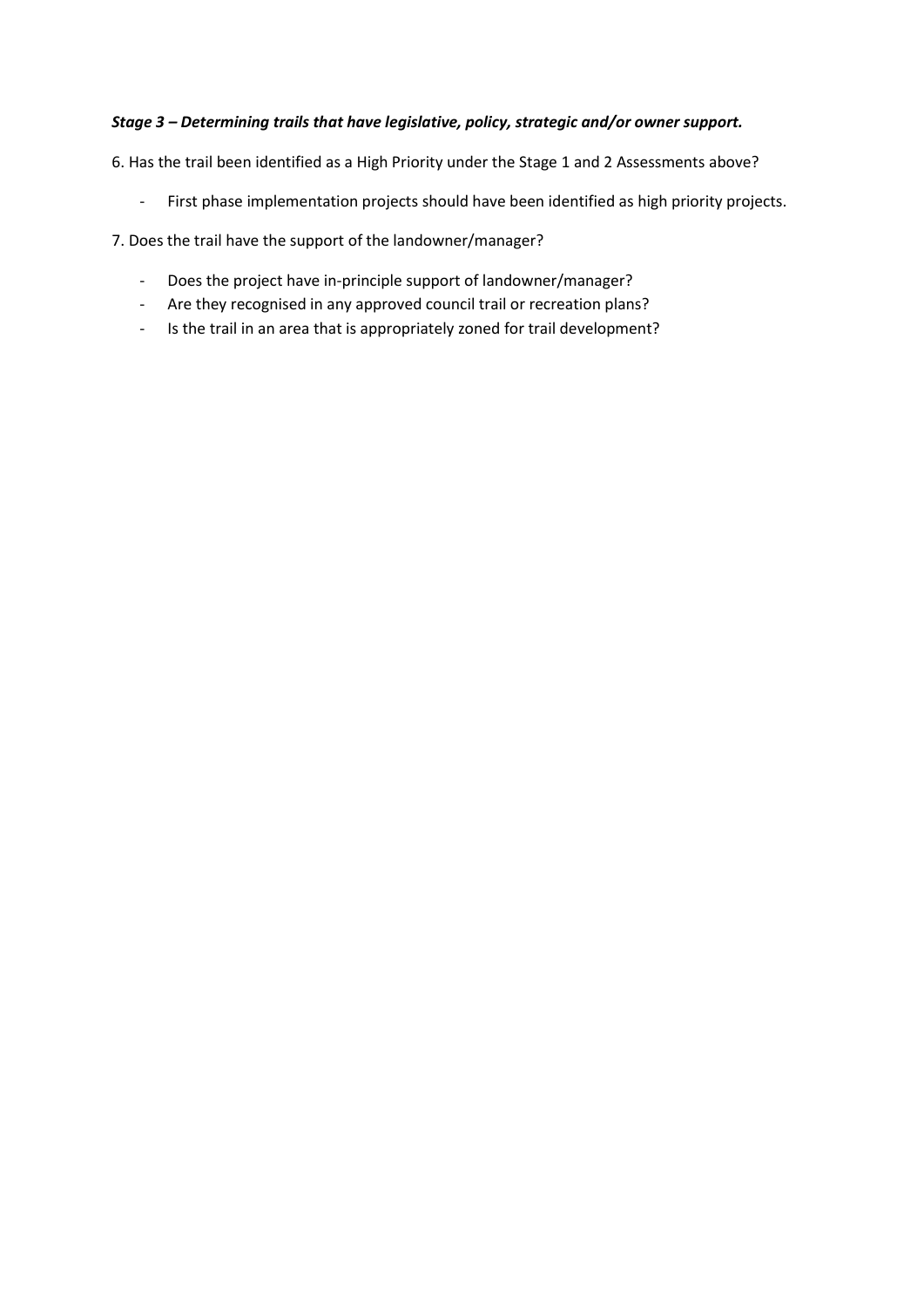***Stage 3 – Determining trails that have legislative, policy, strategic and/or owner support.***

6. Has the trail been identified as a High Priority under the Stage 1 and 2 Assessments above?

- First phase implementation projects should have been identified as high priority projects.

7. Does the trail have the support of the landowner/manager?

- Does the project have in-principle support of landowner/manager?
- Are they recognised in any approved council trail or recreation plans?
- Is the trail in an area that is appropriately zoned for trail development?